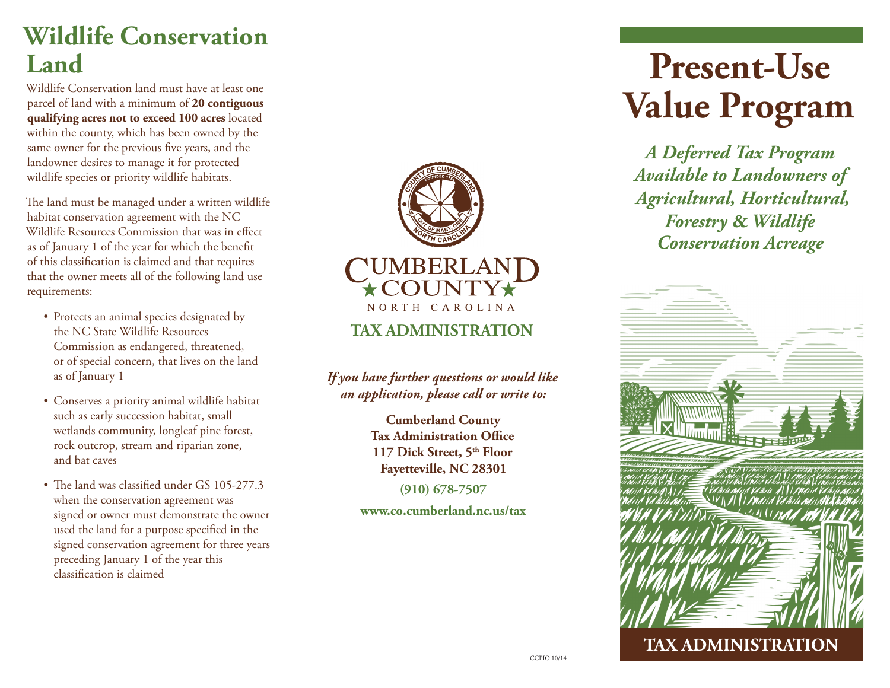# Wildlife Conservation Land

Wildlife Conservation land must have at least one parcel of land with a minimum of **20 contiguous qualifying acres not to exceed 100 acres** located within the county, which has been owned by the same owner for the previous five years, and the landowner desires to manage it for protected wildlife species or priority wildlife habitats.

The land must be managed under a written wildlife habitat conservation agreement with the NC Wildlife Resources Commission that was in effect as of January 1 of the year for which the benefit of this classification is claimed and that requires that the owner meets all of the following land use requirements:

- Protects an animal species designated by the NC State Wildlife Resources Commission as endangered, threatened, or of special concern, that lives on the land as of January 1
- Conserves a priority animal wildlife habitat such as early succession habitat, small wetlands community, longleaf pine forest, rock outcrop, stream and riparian zone, and bat caves
- The land was classified under GS 105-277.3 when the conservation agreement was signed or owner must demonstrate the owner used the land for a purpose specified in the signed conservation agreement for three years preceding January 1 of the year this classification is claimed

CUMBERLAND COUNTY
NORTH CAROLINA

## TAX ADMINISTRATION

***If you have further questions or would like an application, please call or write to:***

**Cumberland County**
**Tax Administration Office**
**117 Dick Street, 5th Floor**
**Fayetteville, NC 28301**

**(910) 678-7507**

**www.co.cumberland.nc.us/tax**

CCPIO 10/14

# Present-Use Value Program

***A Deferred Tax Program Available to Landowners of Agricultural, Horticultural, Forestry & Wildlife Conservation Acreage***

**TAX ADMINISTRATION**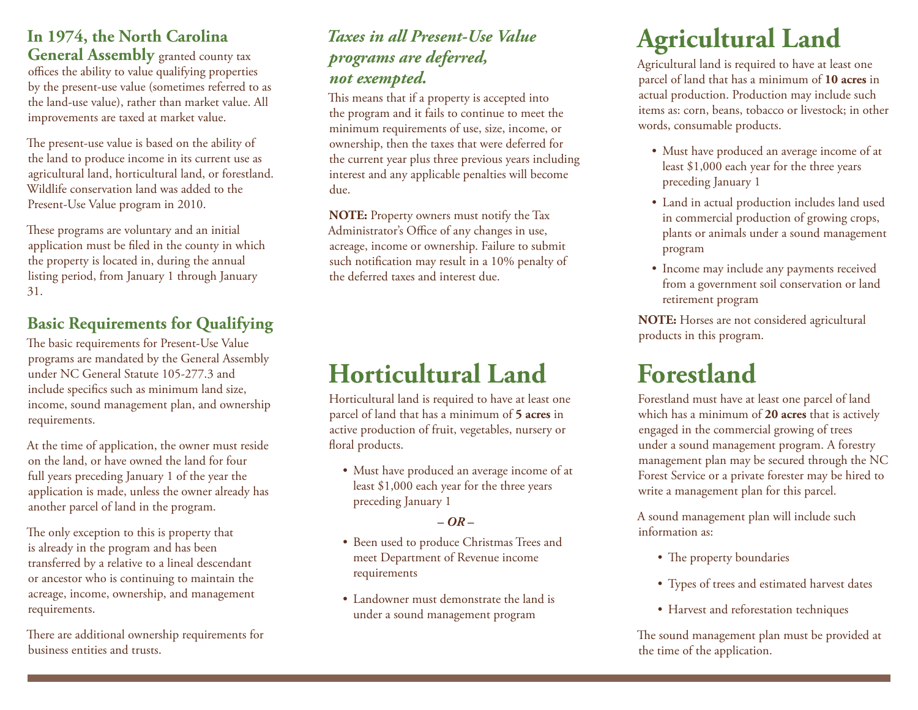**In 1974, the North Carolina General Assembly** granted county tax offices the ability to value qualifying properties by the present-use value (sometimes referred to as the land-use value), rather than market value. All improvements are taxed at market value.

The present-use value is based on the ability of the land to produce income in its current use as agricultural land, horticultural land, or forestland. Wildlife conservation land was added to the Present-Use Value program in 2010.

These programs are voluntary and an initial application must be filed in the county in which the property is located in, during the annual listing period, from January 1 through January 31.

## Basic Requirements for Qualifying

The basic requirements for Present-Use Value programs are mandated by the General Assembly under NC General Statute 105-277.3 and include specifics such as minimum land size, income, sound management plan, and ownership requirements.

At the time of application, the owner must reside on the land, or have owned the land for four full years preceding January 1 of the year the application is made, unless the owner already has another parcel of land in the program.

The only exception to this is property that is already in the program and has been transferred by a relative to a lineal descendant or ancestor who is continuing to maintain the acreage, income, ownership, and management requirements.

There are additional ownership requirements for business entities and trusts.

### *Taxes in all Present-Use Value programs are deferred, not exempted.*

This means that if a property is accepted into the program and it fails to continue to meet the minimum requirements of use, size, income, or ownership, then the taxes that were deferred for the current year plus three previous years including interest and any applicable penalties will become due.

**NOTE:** Property owners must notify the Tax Administrator's Office of any changes in use, acreage, income or ownership. Failure to submit such notification may result in a 10% penalty of the deferred taxes and interest due.

# Horticultural Land

Horticultural land is required to have at least one parcel of land that has a minimum of **5 acres** in active production of fruit, vegetables, nursery or floral products.

- Must have produced an average income of at least $1,000 each year for the three years preceding January 1

*– OR –*

- Been used to produce Christmas Trees and meet Department of Revenue income requirements
- Landowner must demonstrate the land is under a sound management program

# Agricultural Land

Agricultural land is required to have at least one parcel of land that has a minimum of **10 acres** in actual production. Production may include such items as: corn, beans, tobacco or livestock; in other words, consumable products.

- Must have produced an average income of at least $1,000 each year for the three years preceding January 1
- Land in actual production includes land used in commercial production of growing crops, plants or animals under a sound management program
- Income may include any payments received from a government soil conservation or land retirement program

**NOTE:** Horses are not considered agricultural products in this program.

# Forestland

Forestland must have at least one parcel of land which has a minimum of **20 acres** that is actively engaged in the commercial growing of trees under a sound management program. A forestry management plan may be secured through the NC Forest Service or a private forester may be hired to write a management plan for this parcel.

A sound management plan will include such information as:

- The property boundaries
- Types of trees and estimated harvest dates
- Harvest and reforestation techniques

The sound management plan must be provided at the time of the application.